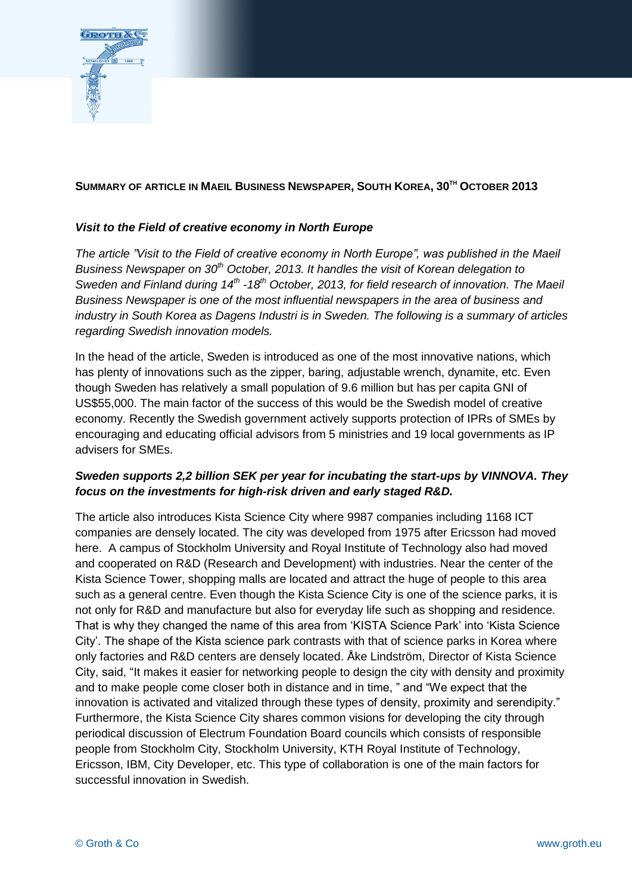**SUMMARY OF ARTICLE IN MAEIL BUSINESS NEWSPAPER, SOUTH KOREA, 30TH OCTOBER 2013**

***Visit to the Field of creative economy in North Europe***

*The article "Visit to the Field of creative economy in North Europe", was published in the Maeil Business Newspaper on 30th October, 2013. It handles the visit of Korean delegation to Sweden and Finland during 14th -18th October, 2013, for field research of innovation. The Maeil Business Newspaper is one of the most influential newspapers in the area of business and industry in South Korea as Dagens Industri is in Sweden. The following is a summary of articles regarding Swedish innovation models.*

In the head of the article, Sweden is introduced as one of the most innovative nations, which has plenty of innovations such as the zipper, baring, adjustable wrench, dynamite, etc. Even though Sweden has relatively a small population of 9.6 million but has per capita GNI of US$55,000. The main factor of the success of this would be the Swedish model of creative economy. Recently the Swedish government actively supports protection of IPRs of SMEs by encouraging and educating official advisors from 5 ministries and 19 local governments as IP advisers for SMEs.

***Sweden supports 2,2 billion SEK per year for incubating the start-ups by VINNOVA. They focus on the investments for high-risk driven and early staged R&D.***

The article also introduces Kista Science City where 9987 companies including 1168 ICT companies are densely located. The city was developed from 1975 after Ericsson had moved here. A campus of Stockholm University and Royal Institute of Technology also had moved and cooperated on R&D (Research and Development) with industries. Near the center of the Kista Science Tower, shopping malls are located and attract the huge of people to this area such as a general centre. Even though the Kista Science City is one of the science parks, it is not only for R&D and manufacture but also for everyday life such as shopping and residence. That is why they changed the name of this area from 'KISTA Science Park' into 'Kista Science City'. The shape of the Kista science park contrasts with that of science parks in Korea where only factories and R&D centers are densely located. Åke Lindström, Director of Kista Science City, said, "It makes it easier for networking people to design the city with density and proximity and to make people come closer both in distance and in time, " and "We expect that the innovation is activated and vitalized through these types of density, proximity and serendipity." Furthermore, the Kista Science City shares common visions for developing the city through periodical discussion of Electrum Foundation Board councils which consists of responsible people from Stockholm City, Stockholm University, KTH Royal Institute of Technology, Ericsson, IBM, City Developer, etc. This type of collaboration is one of the main factors for successful innovation in Swedish.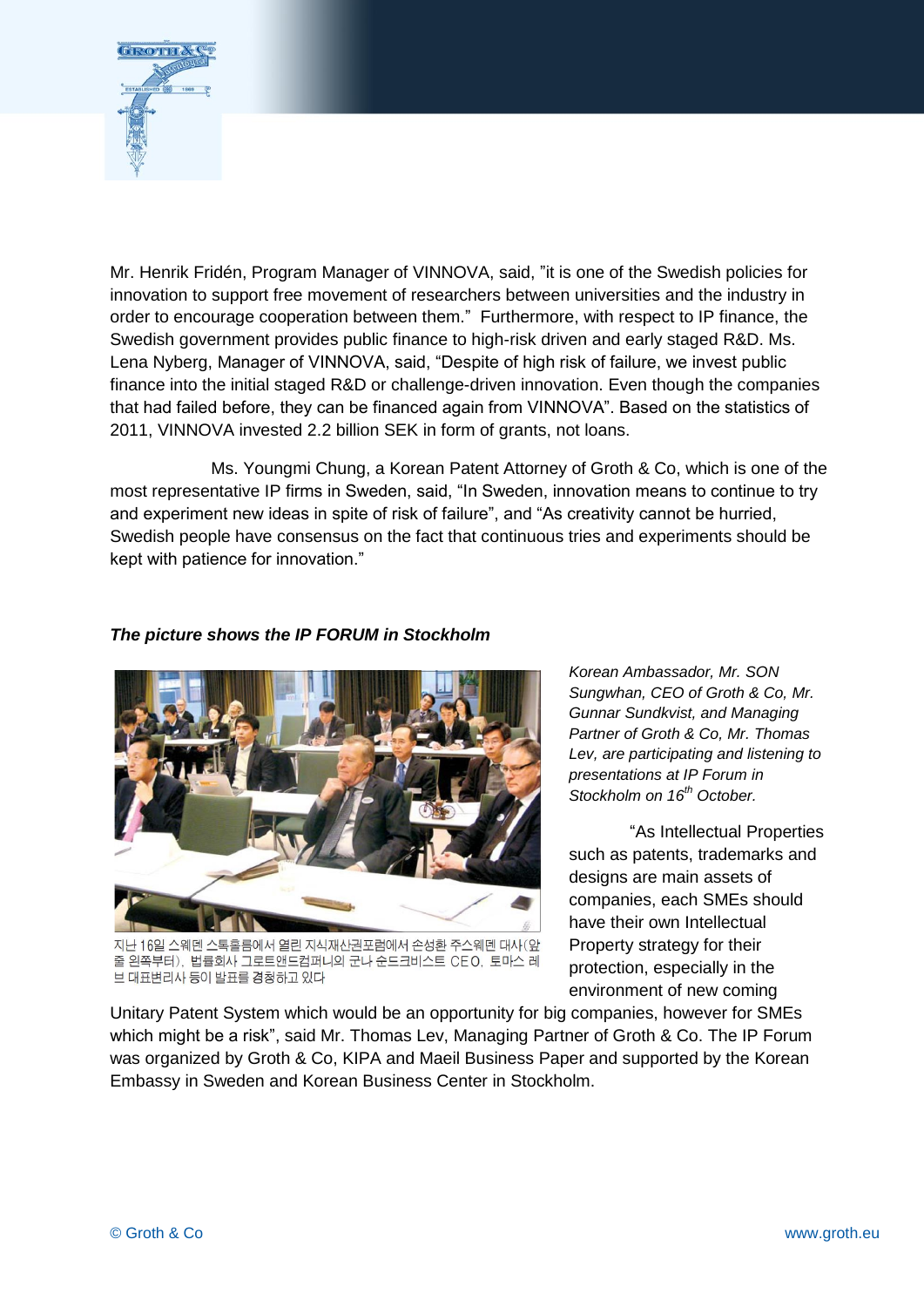Mr. Henrik Fridén, Program Manager of VINNOVA, said, "it is one of the Swedish policies for innovation to support free movement of researchers between universities and the industry in order to encourage cooperation between them." Furthermore, with respect to IP finance, the Swedish government provides public finance to high-risk driven and early staged R&D. Ms. Lena Nyberg, Manager of VINNOVA, said, "Despite of high risk of failure, we invest public finance into the initial staged R&D or challenge-driven innovation. Even though the companies that had failed before, they can be financed again from VINNOVA". Based on the statistics of 2011, VINNOVA invested 2.2 billion SEK in form of grants, not loans.

Ms. Youngmi Chung, a Korean Patent Attorney of Groth & Co, which is one of the most representative IP firms in Sweden, said, "In Sweden, innovation means to continue to try and experiment new ideas in spite of risk of failure", and "As creativity cannot be hurried, Swedish people have consensus on the fact that continuous tries and experiments should be kept with patience for innovation."

***The picture shows the IP FORUM in Stockholm***

지난 16일 스웨덴 스톡홀름에서 열린 지식재산권포럼에서 손성환 주스웨덴 대사(앞줄 왼쪽부터), 법률회사 그로트앤드컴퍼니의 군나 순드크비스트 CEO, 토마스 레브 대표변리사 등이 발표를 경청하고 있다

*Korean Ambassador, Mr. SON Sungwhan, CEO of Groth & Co, Mr. Gunnar Sundkvist, and Managing Partner of Groth & Co, Mr. Thomas Lev, are participating and listening to presentations at IP Forum in Stockholm on 16th October.*

"As Intellectual Properties such as patents, trademarks and designs are main assets of companies, each SMEs should have their own Intellectual Property strategy for their protection, especially in the environment of new coming Unitary Patent System which would be an opportunity for big companies, however for SMEs which might be a risk", said Mr. Thomas Lev, Managing Partner of Groth & Co. The IP Forum was organized by Groth & Co, KIPA and Maeil Business Paper and supported by the Korean Embassy in Sweden and Korean Business Center in Stockholm.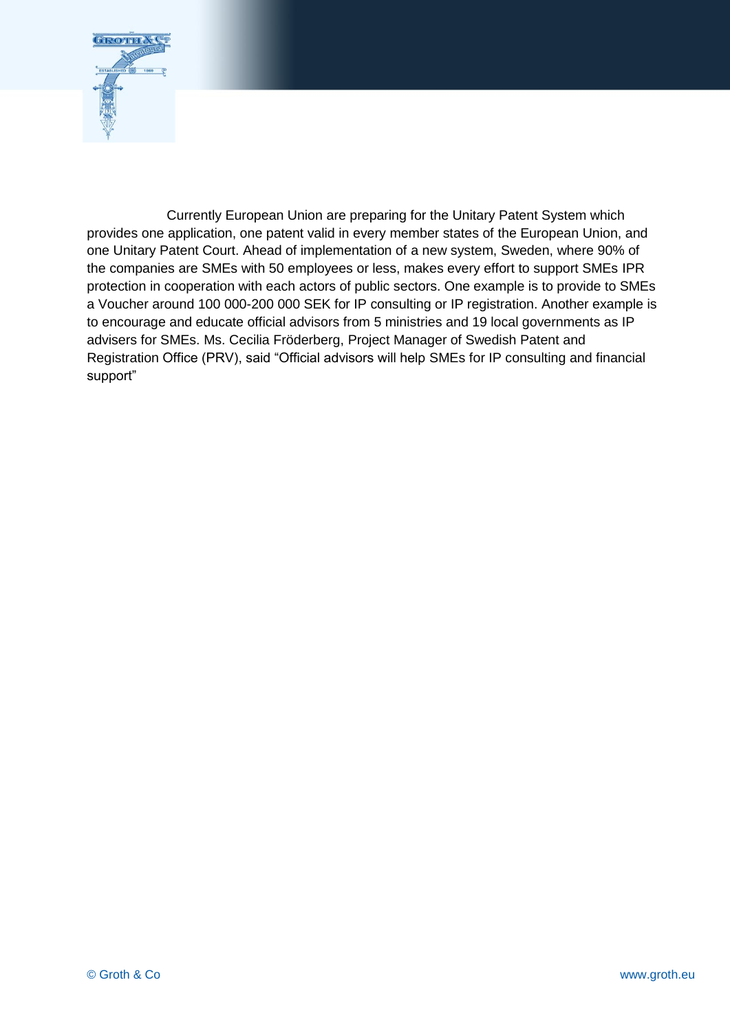Currently European Union are preparing for the Unitary Patent System which provides one application, one patent valid in every member states of the European Union, and one Unitary Patent Court. Ahead of implementation of a new system, Sweden, where 90% of the companies are SMEs with 50 employees or less, makes every effort to support SMEs IPR protection in cooperation with each actors of public sectors. One example is to provide to SMEs a Voucher around 100 000-200 000 SEK for IP consulting or IP registration. Another example is to encourage and educate official advisors from 5 ministries and 19 local governments as IP advisers for SMEs. Ms. Cecilia Fröderberg, Project Manager of Swedish Patent and Registration Office (PRV), said “Official advisors will help SMEs for IP consulting and financial support”